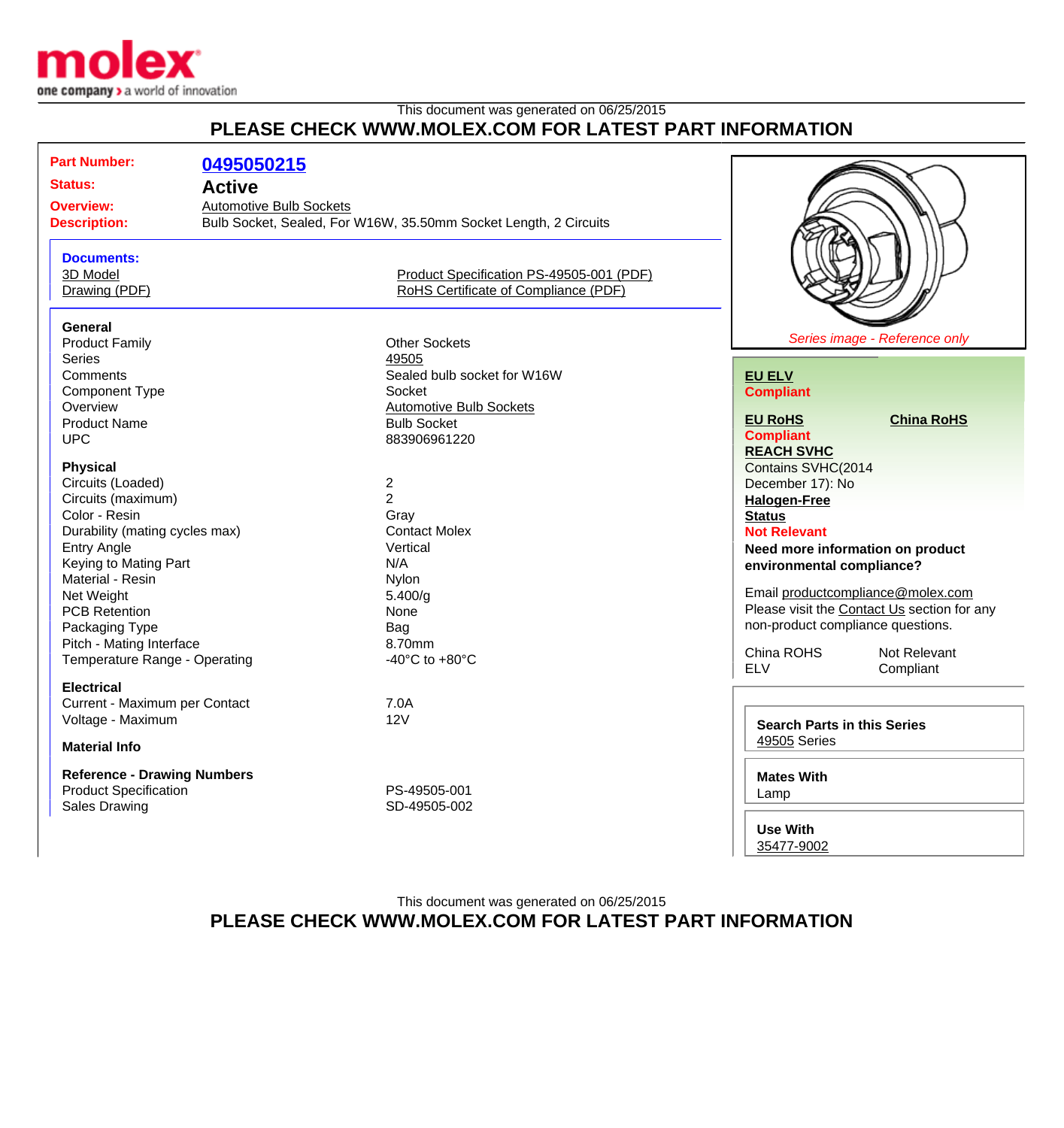This document was generated on 06/25/2015

**PLEASE CHECK WWW.MOLEX.COM FOR LATEST PART INFORMATION**

**Part Number:** 0495050215

**Status:** Active

**Overview:** Automotive Bulb Sockets

**Description:** Bulb Socket, Sealed, For W16W, 35.50mm Socket Length, 2 Circuits

**Documents:**

- 3D Model
- Drawing (PDF)
- Product Specification PS-49505-001 (PDF)
- RoHS Certificate of Compliance (PDF)

### General

| | |
|---|---|
| Product Family | Other Sockets |
| Series | 49505 |
| Comments | Sealed bulb socket for W16W |
| Component Type | Socket |
| Overview | Automotive Bulb Sockets |
| Product Name | Bulb Socket |
| UPC | 883906961220 |

### Physical

| | |
|---|---|
| Circuits (Loaded) | 2 |
| Circuits (maximum) | 2 |
| Color - Resin | Gray |
| Durability (mating cycles max) | Contact Molex |
| Entry Angle | Vertical |
| Keying to Mating Part | N/A |
| Material - Resin | Nylon |
| Net Weight | 5.400/g |
| PCB Retention | None |
| Packaging Type | Bag |
| Pitch - Mating Interface | 8.70mm |
| Temperature Range - Operating | -40°C to +80°C |

### Electrical

| | |
|---|---|
| Current - Maximum per Contact | 7.0A |
| Voltage - Maximum | 12V |

### Material Info

### Reference - Drawing Numbers

| | |
|---|---|
| Product Specification | PS-49505-001 |
| Sales Drawing | SD-49505-002 |

*Series image - Reference only*

**EU ELV**
**Compliant**

**EU RoHS**
**Compliant**

**China RoHS**

**REACH SVHC**
Contains SVHC(2014 December 17): No

**Halogen-Free Status**
**Not Relevant**

**Need more information on product environmental compliance?**

Email productcompliance@molex.com
Please visit the Contact Us section for any non-product compliance questions.

| | |
|---|---|
| China ROHS | Not Relevant |
| ELV | Compliant |

**Search Parts in this Series**
49505 Series

**Mates With**
Lamp

**Use With**
35477-9002

This document was generated on 06/25/2015

**PLEASE CHECK WWW.MOLEX.COM FOR LATEST PART INFORMATION**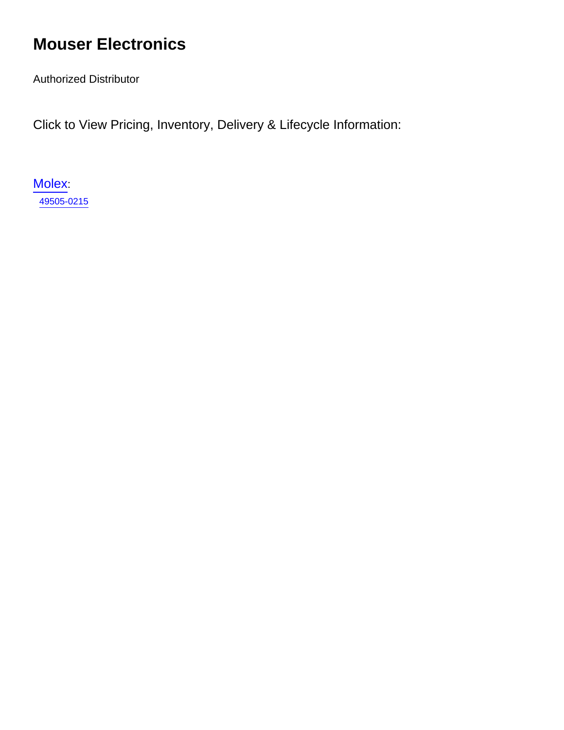# Mouser Electronics

Authorized Distributor

Click to View Pricing, Inventory, Delivery & Lifecycle Information:

Molex:

49505-0215